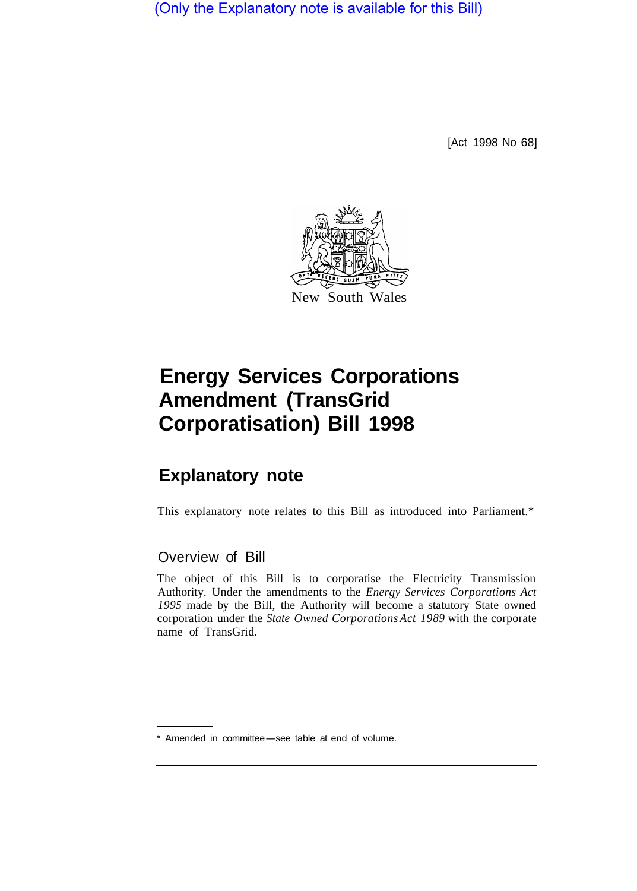(Only the Explanatory note is available for this Bill)

[Act 1998 No 68]

New South Wales

# Energy Services Corporations Amendment (TransGrid Corporatisation) Bill 1998

## Explanatory note

This explanatory note relates to this Bill as introduced into Parliament.*

### Overview of Bill

The object of this Bill is to corporatise the Electricity Transmission Authority. Under the amendments to the *Energy Services Corporations Act 1995* made by the Bill, the Authority will become a statutory State owned corporation under the *State Owned Corporations Act 1989* with the corporate name of TransGrid.

* Amended in committee—see table at end of volume.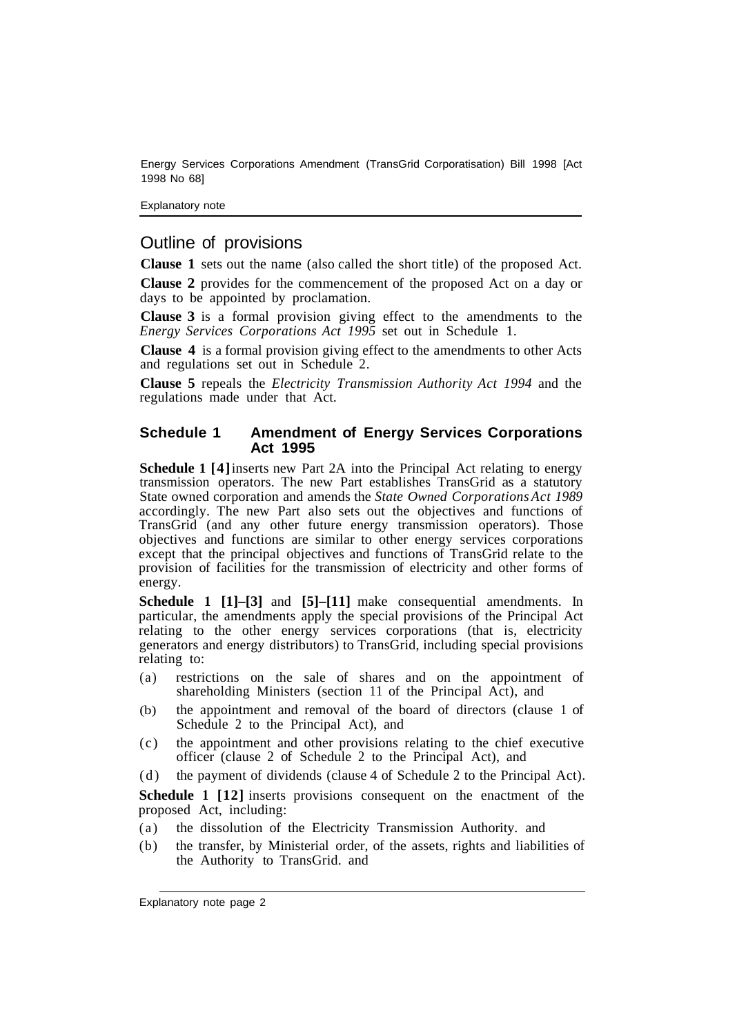## Outline of provisions

**Clause 1** sets out the name (also called the short title) of the proposed Act.

**Clause 2** provides for the commencement of the proposed Act on a day or days to be appointed by proclamation.

**Clause 3** is a formal provision giving effect to the amendments to the *Energy Services Corporations Act 1995* set out in Schedule 1.

**Clause 4** is a formal provision giving effect to the amendments to other Acts and regulations set out in Schedule 2.

**Clause 5** repeals the *Electricity Transmission Authority Act 1994* and the regulations made under that Act.

### Schedule 1 Amendment of Energy Services Corporations Act 1995

**Schedule 1 [4]** inserts new Part 2A into the Principal Act relating to energy transmission operators. The new Part establishes TransGrid as a statutory State owned corporation and amends the *State Owned Corporations Act 1989* accordingly. The new Part also sets out the objectives and functions of TransGrid (and any other future energy transmission operators). Those objectives and functions are similar to other energy services corporations except that the principal objectives and functions of TransGrid relate to the provision of facilities for the transmission of electricity and other forms of energy.

**Schedule 1 [1]–[3]** and **[5]–[11]** make consequential amendments. In particular, the amendments apply the special provisions of the Principal Act relating to the other energy services corporations (that is, electricity generators and energy distributors) to TransGrid, including special provisions relating to:

(a) restrictions on the sale of shares and on the appointment of shareholding Ministers (section 11 of the Principal Act), and

(b) the appointment and removal of the board of directors (clause 1 of Schedule 2 to the Principal Act), and

(c) the appointment and other provisions relating to the chief executive officer (clause 2 of Schedule 2 to the Principal Act), and

(d) the payment of dividends (clause 4 of Schedule 2 to the Principal Act).

**Schedule 1 [12]** inserts provisions consequent on the enactment of the proposed Act, including:

(a) the dissolution of the Electricity Transmission Authority. and

(b) the transfer, by Ministerial order, of the assets, rights and liabilities of the Authority to TransGrid. and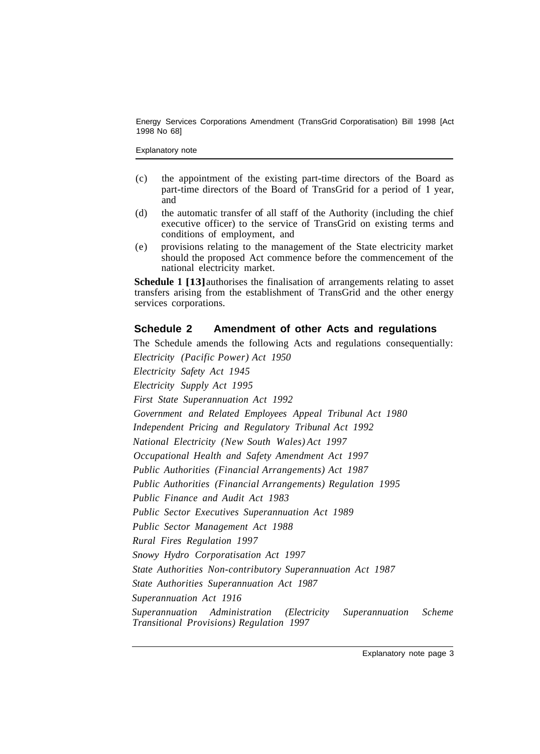(c) the appointment of the existing part-time directors of the Board as part-time directors of the Board of TransGrid for a period of 1 year, and

(d) the automatic transfer of all staff of the Authority (including the chief executive officer) to the service of TransGrid on existing terms and conditions of employment, and

(e) provisions relating to the management of the State electricity market should the proposed Act commence before the commencement of the national electricity market.

**Schedule 1 [13]** authorises the finalisation of arrangements relating to asset transfers arising from the establishment of TransGrid and the other energy services corporations.

## Schedule 2 Amendment of other Acts and regulations

The Schedule amends the following Acts and regulations consequentially:

*Electricity (Pacific Power) Act 1950*

*Electricity Safety Act 1945*

*Electricity Supply Act 1995*

*First State Superannuation Act 1992*

*Government and Related Employees Appeal Tribunal Act 1980*

*Independent Pricing and Regulatory Tribunal Act 1992*

*National Electricity (New South Wales) Act 1997*

*Occupational Health and Safety Amendment Act 1997*

*Public Authorities (Financial Arrangements) Act 1987*

*Public Authorities (Financial Arrangements) Regulation 1995*

*Public Finance and Audit Act 1983*

*Public Sector Executives Superannuation Act 1989*

*Public Sector Management Act 1988*

*Rural Fires Regulation 1997*

*Snowy Hydro Corporatisation Act 1997*

*State Authorities Non-contributory Superannuation Act 1987*

*State Authorities Superannuation Act 1987*

*Superannuation Act 1916*

*Superannuation Administration (Electricity Superannuation Scheme Transitional Provisions) Regulation 1997*